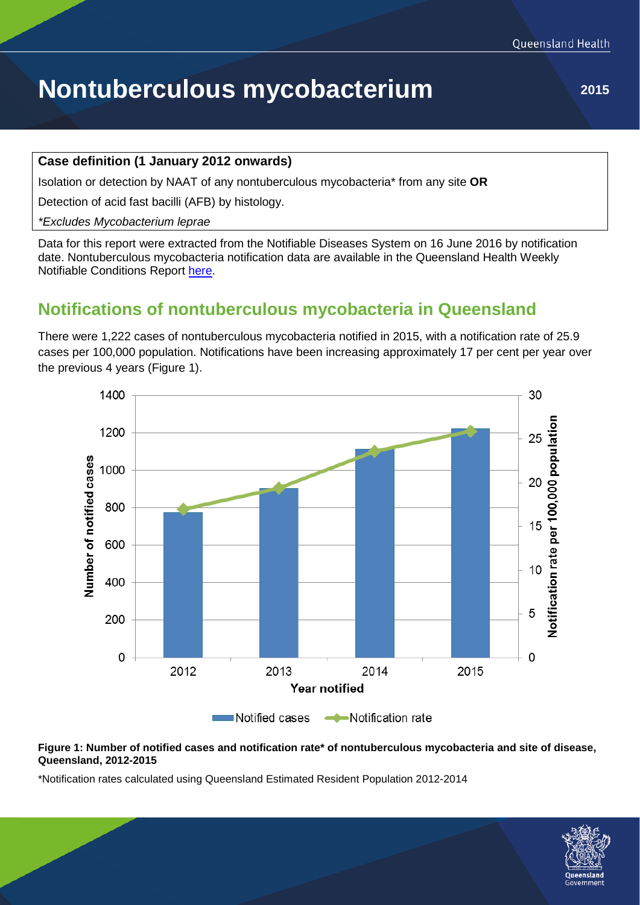# Nontuberculous mycobacterium

2015

**Case definition (1 January 2012 onwards)**

Isolation or detection by NAAT of any nontuberculous mycobacteria* from any site **OR**

Detection of acid fast bacilli (AFB) by histology.

*\*Excludes Mycobacterium leprae*

Data for this report were extracted from the Notifiable Diseases System on 16 June 2016 by notification date. Nontuberculous mycobacteria notification data are available in the Queensland Health Weekly Notifiable Conditions Report here.

## Notifications of nontuberculous mycobacteria in Queensland

There were 1,222 cases of nontuberculous mycobacteria notified in 2015, with a notification rate of 25.9 cases per 100,000 population. Notifications have been increasing approximately 17 per cent per year over the previous 4 years (Figure 1).

**Figure 1: Number of notified cases and notification rate* of nontuberculous mycobacteria and site of disease, Queensland, 2012-2015**

*Notification rates calculated using Queensland Estimated Resident Population 2012-2014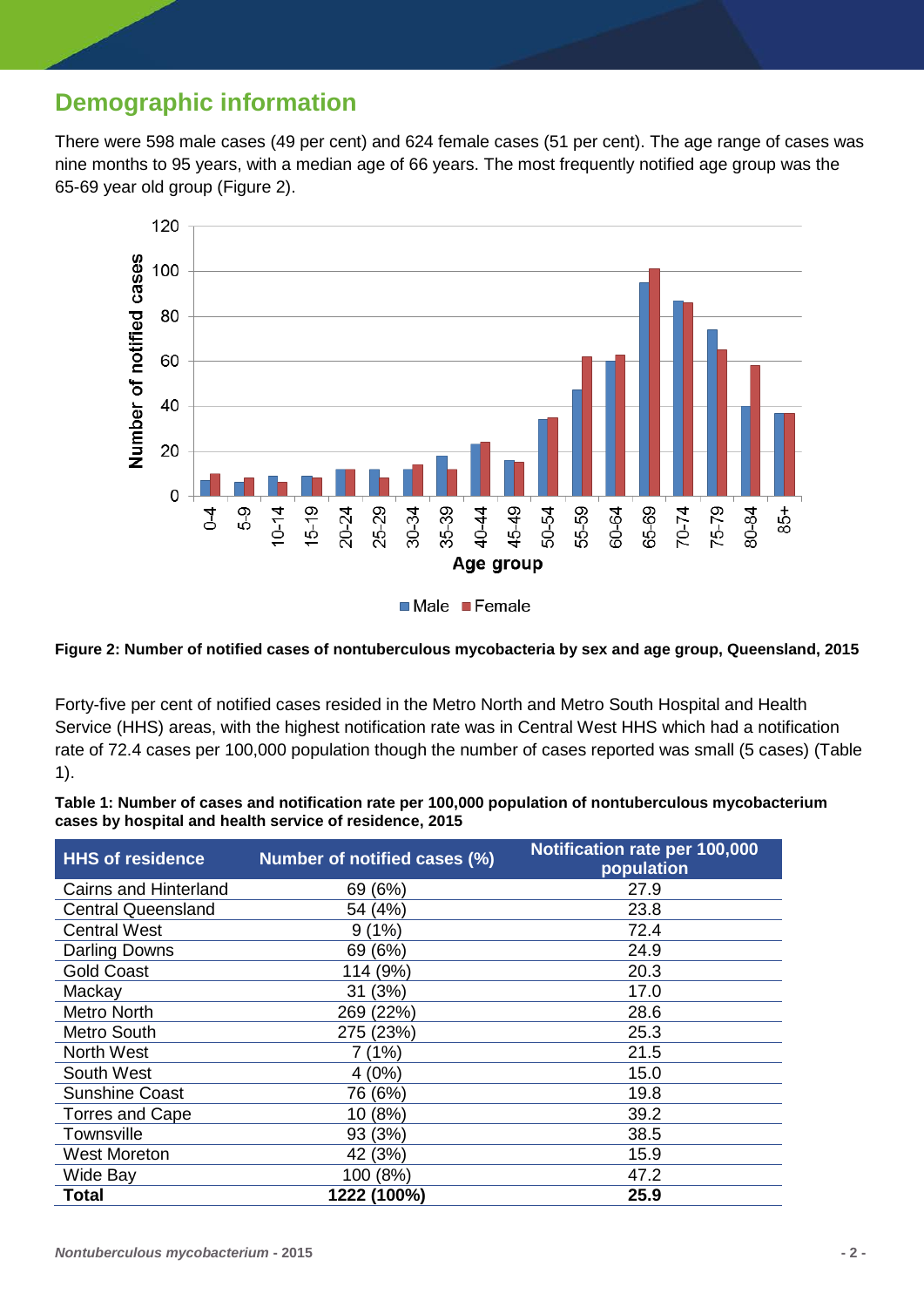## Demographic information

There were 598 male cases (49 per cent) and 624 female cases (51 per cent). The age range of cases was nine months to 95 years, with a median age of 66 years. The most frequently notified age group was the 65-69 year old group (Figure 2).

**Figure 2: Number of notified cases of nontuberculous mycobacteria by sex and age group, Queensland, 2015**

Forty-five per cent of notified cases resided in the Metro North and Metro South Hospital and Health Service (HHS) areas, with the highest notification rate was in Central West HHS which had a notification rate of 72.4 cases per 100,000 population though the number of cases reported was small (5 cases) (Table 1).

**Table 1: Number of cases and notification rate per 100,000 population of nontuberculous mycobacterium cases by hospital and health service of residence, 2015**

| HHS of residence | Number of notified cases (%) | Notification rate per 100,000 population |
|---|---|---|
| Cairns and Hinterland | 69 (6%) | 27.9 |
| Central Queensland | 54 (4%) | 23.8 |
| Central West | 9 (1%) | 72.4 |
| Darling Downs | 69 (6%) | 24.9 |
| Gold Coast | 114 (9%) | 20.3 |
| Mackay | 31 (3%) | 17.0 |
| Metro North | 269 (22%) | 28.6 |
| Metro South | 275 (23%) | 25.3 |
| North West | 7 (1%) | 21.5 |
| South West | 4 (0%) | 15.0 |
| Sunshine Coast | 76 (6%) | 19.8 |
| Torres and Cape | 10 (8%) | 39.2 |
| Townsville | 93 (3%) | 38.5 |
| West Moreton | 42 (3%) | 15.9 |
| Wide Bay | 100 (8%) | 47.2 |
| **Total** | **1222 (100%)** | **25.9** |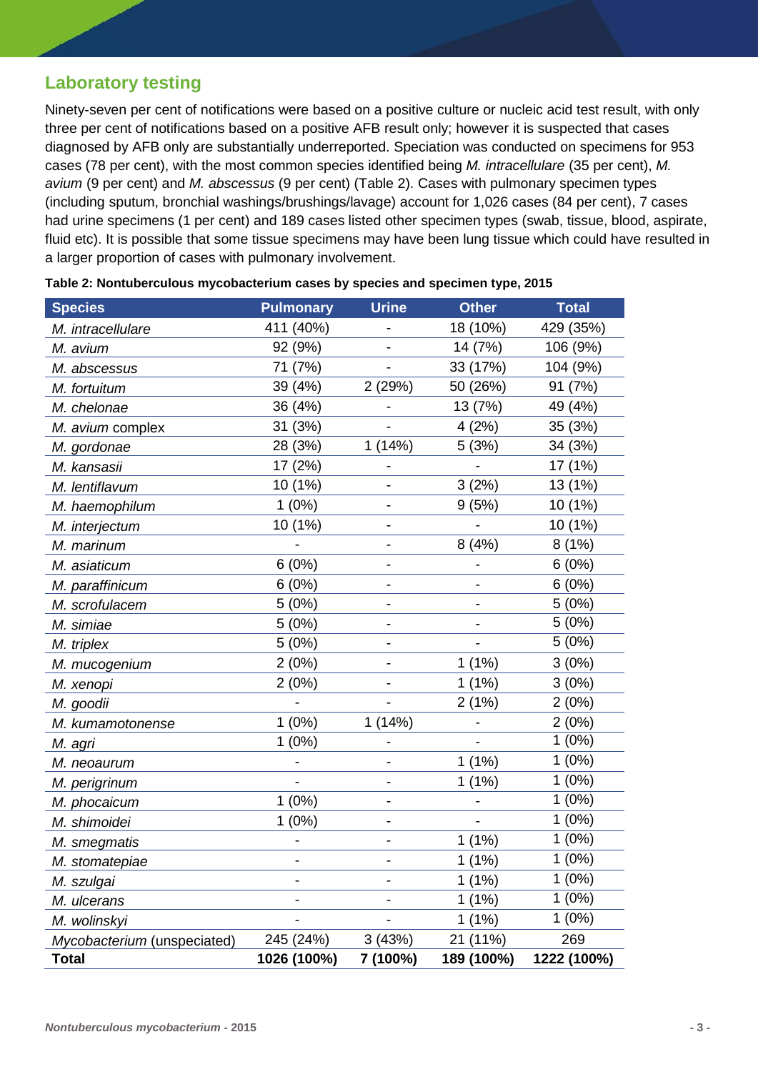## Laboratory testing

Ninety-seven per cent of notifications were based on a positive culture or nucleic acid test result, with only three per cent of notifications based on a positive AFB result only; however it is suspected that cases diagnosed by AFB only are substantially underreported. Speciation was conducted on specimens for 953 cases (78 per cent), with the most common species identified being *M. intracellulare* (35 per cent), *M. avium* (9 per cent) and *M. abscessus* (9 per cent) (Table 2). Cases with pulmonary specimen types (including sputum, bronchial washings/brushings/lavage) account for 1,026 cases (84 per cent), 7 cases had urine specimens (1 per cent) and 189 cases listed other specimen types (swab, tissue, blood, aspirate, fluid etc). It is possible that some tissue specimens may have been lung tissue which could have resulted in a larger proportion of cases with pulmonary involvement.

**Table 2: Nontuberculous mycobacterium cases by species and specimen type, 2015**

| Species | Pulmonary | Urine | Other | Total |
|---|---|---|---|---|
| *M. intracellulare* | 411 (40%) | - | 18 (10%) | 429 (35%) |
| *M. avium* | 92 (9%) | - | 14 (7%) | 106 (9%) |
| *M. abscessus* | 71 (7%) | - | 33 (17%) | 104 (9%) |
| *M. fortuitum* | 39 (4%) | 2 (29%) | 50 (26%) | 91 (7%) |
| *M. chelonae* | 36 (4%) | - | 13 (7%) | 49 (4%) |
| *M. avium* complex | 31 (3%) | - | 4 (2%) | 35 (3%) |
| *M. gordonae* | 28 (3%) | 1 (14%) | 5 (3%) | 34 (3%) |
| *M. kansasii* | 17 (2%) | - | - | 17 (1%) |
| *M. lentiflavum* | 10 (1%) | - | 3 (2%) | 13 (1%) |
| *M. haemophilum* | 1 (0%) | - | 9 (5%) | 10 (1%) |
| *M. interjectum* | 10 (1%) | - | - | 10 (1%) |
| *M. marinum* | - | - | 8 (4%) | 8 (1%) |
| *M. asiaticum* | 6 (0%) | - | - | 6 (0%) |
| *M. paraffinicum* | 6 (0%) | - | - | 6 (0%) |
| *M. scrofulacem* | 5 (0%) | - | - | 5 (0%) |
| *M. simiae* | 5 (0%) | - | - | 5 (0%) |
| *M. triplex* | 5 (0%) | - | - | 5 (0%) |
| *M. mucogenium* | 2 (0%) | - | 1 (1%) | 3 (0%) |
| *M. xenopi* | 2 (0%) | - | 1 (1%) | 3 (0%) |
| *M. goodii* | - | - | 2 (1%) | 2 (0%) |
| *M. kumamotonense* | 1 (0%) | 1 (14%) | - | 2 (0%) |
| *M. agri* | 1 (0%) | - | - | 1 (0%) |
| *M. neoaurum* | - | - | 1 (1%) | 1 (0%) |
| *M. perigrinum* | - | - | 1 (1%) | 1 (0%) |
| *M. phocaicum* | 1 (0%) | - | - | 1 (0%) |
| *M. shimoidei* | 1 (0%) | - | - | 1 (0%) |
| *M. smegmatis* | - | - | 1 (1%) | 1 (0%) |
| *M. stomatepiae* | - | - | 1 (1%) | 1 (0%) |
| *M. szulgai* | - | - | 1 (1%) | 1 (0%) |
| *M. ulcerans* | - | - | 1 (1%) | 1 (0%) |
| *M. wolinskyi* | - | - | 1 (1%) | 1 (0%) |
| *Mycobacterium* (unspeciated) | 245 (24%) | 3 (43%) | 21 (11%) | 269 |
| **Total** | **1026 (100%)** | **7 (100%)** | **189 (100%)** | **1222 (100%)** |